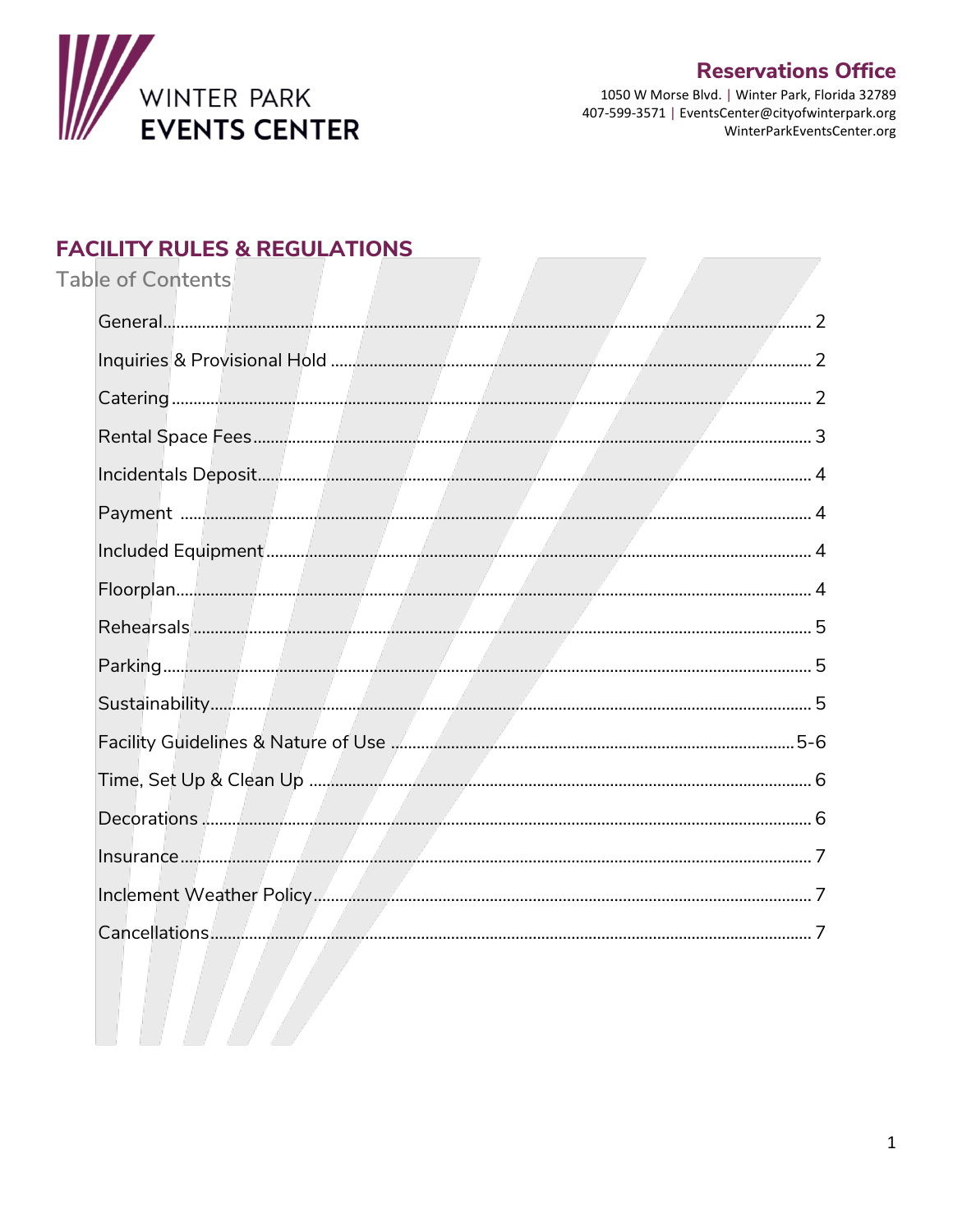WINTER PARK
**EVENTS CENTER**

**Reservations Office**

1050 W Morse Blvd. | Winter Park, Florida 32789
407-599-3571 | EventsCenter@cityofwinterpark.org
WinterParkEventsCenter.org

# FACILITY RULES & REGULATIONS

## Table of Contents

- General ........ 2
- Inquiries & Provisional Hold ........ 2
- Catering ........ 2
- Rental Space Fees ........ 3
- Incidentals Deposit ........ 4
- Payment ........ 4
- Included Equipment ........ 4
- Floorplan ........ 4
- Rehearsals ........ 5
- Parking ........ 5
- Sustainability ........ 5
- Facility Guidelines & Nature of Use ........ 5-6
- Time, Set Up & Clean Up ........ 6
- Decorations ........ 6
- Insurance ........ 7
- Inclement Weather Policy ........ 7
- Cancellations ........ 7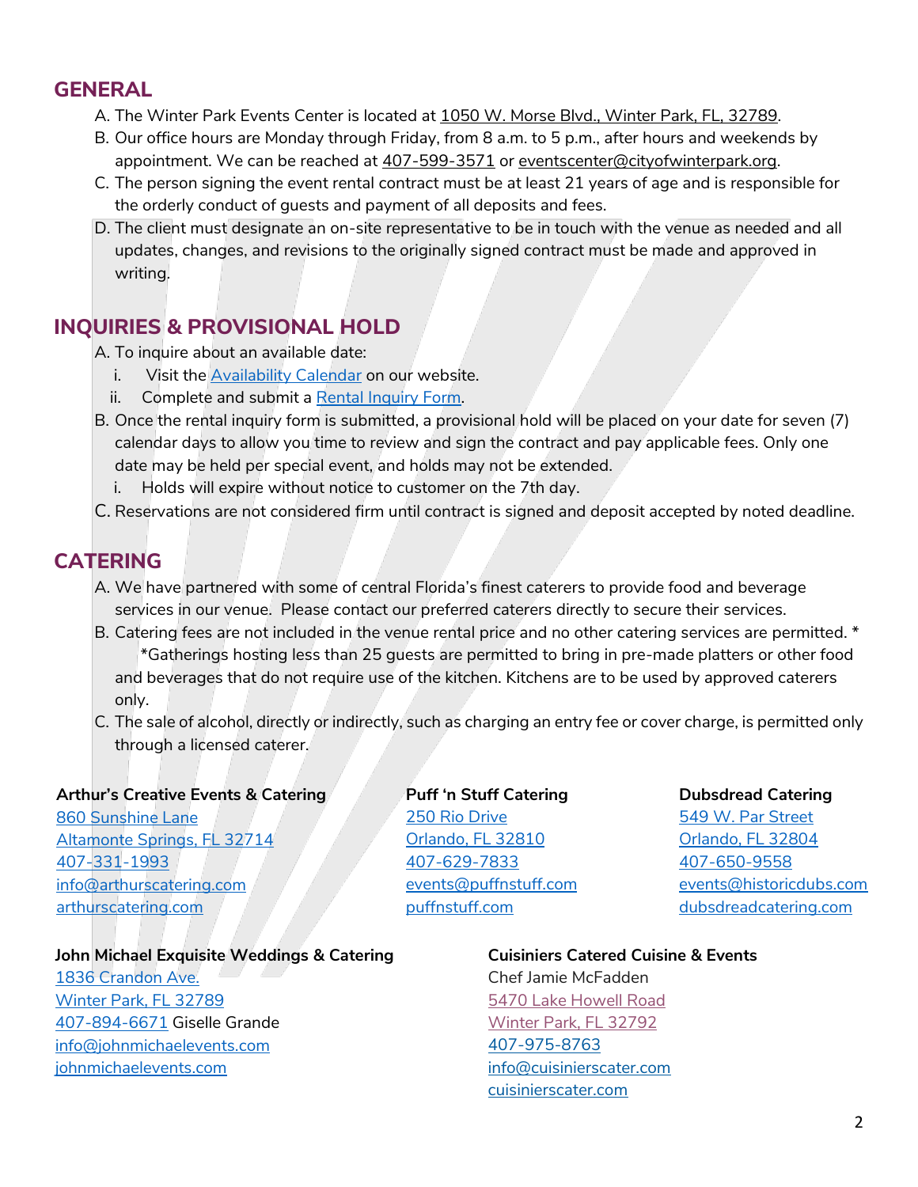## GENERAL

A. The Winter Park Events Center is located at 1050 W. Morse Blvd., Winter Park, FL, 32789.

B. Our office hours are Monday through Friday, from 8 a.m. to 5 p.m., after hours and weekends by appointment. We can be reached at 407-599-3571 or eventscenter@cityofwinterpark.org.

C. The person signing the event rental contract must be at least 21 years of age and is responsible for the orderly conduct of guests and payment of all deposits and fees.

D. The client must designate an on-site representative to be in touch with the venue as needed and all updates, changes, and revisions to the originally signed contract must be made and approved in writing.

## INQUIRIES & PROVISIONAL HOLD

A. To inquire about an available date:

  i. Visit the Availability Calendar on our website.

  ii. Complete and submit a Rental Inquiry Form.

B. Once the rental inquiry form is submitted, a provisional hold will be placed on your date for seven (7) calendar days to allow you time to review and sign the contract and pay applicable fees. Only one date may be held per special event, and holds may not be extended.

  i. Holds will expire without notice to customer on the 7th day.

C. Reservations are not considered firm until contract is signed and deposit accepted by noted deadline.

## CATERING

A. We have partnered with some of central Florida's finest caterers to provide food and beverage services in our venue. Please contact our preferred caterers directly to secure their services.

B. Catering fees are not included in the venue rental price and no other catering services are permitted. *
  *Gatherings hosting less than 25 guests are permitted to bring in pre-made platters or other food and beverages that do not require use of the kitchen. Kitchens are to be used by approved caterers only.

C. The sale of alcohol, directly or indirectly, such as charging an entry fee or cover charge, is permitted only through a licensed caterer.

**Arthur's Creative Events & Catering**
860 Sunshine Lane
Altamonte Springs, FL 32714
407-331-1993
info@arthurscatering.com
arthurscatering.com

**Puff 'n Stuff Catering**
250 Rio Drive
Orlando, FL 32810
407-629-7833
events@puffnstuff.com
puffnstuff.com

**Dubsdread Catering**
549 W. Par Street
Orlando, FL 32804
407-650-9558
events@historicdubs.com
dubsdreadcatering.com

**John Michael Exquisite Weddings & Catering**
1836 Crandon Ave.
Winter Park, FL 32789
407-894-6671 Giselle Grande
info@johnmichaelevents.com
johnmichaelevents.com

**Cuisiniers Catered Cuisine & Events**
Chef Jamie McFadden
5470 Lake Howell Road
Winter Park, FL 32792
407-975-8763
info@cuisinierscater.com
cuisinierscater.com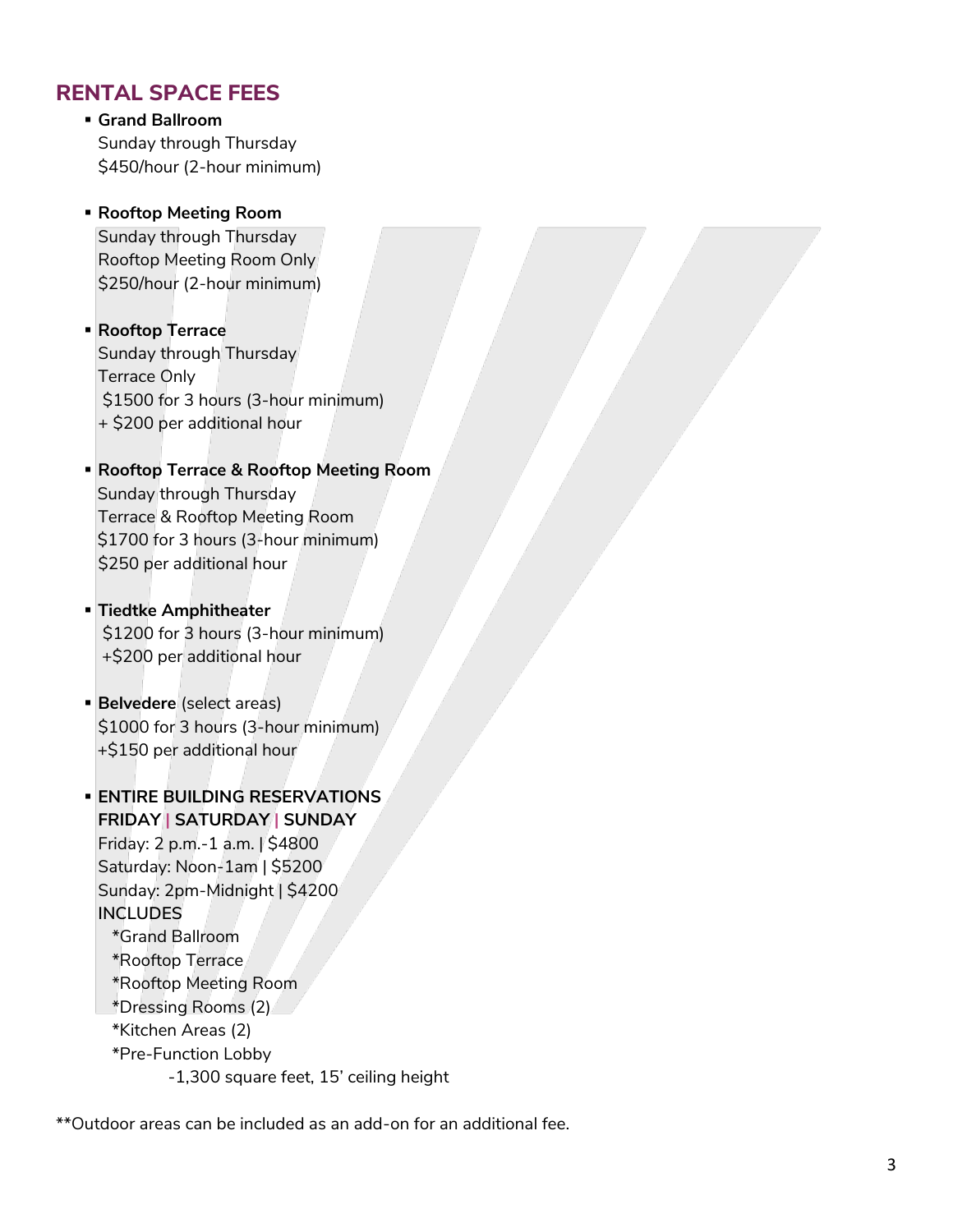## RENTAL SPACE FEES

- **Grand Ballroom**
  Sunday through Thursday
  $450/hour (2-hour minimum)

- **Rooftop Meeting Room**
  Sunday through Thursday
  Rooftop Meeting Room Only
  $250/hour (2-hour minimum)

- **Rooftop Terrace**
  Sunday through Thursday
  Terrace Only
  $1500 for 3 hours (3-hour minimum)
  + $200 per additional hour

- **Rooftop Terrace & Rooftop Meeting Room**
  Sunday through Thursday
  Terrace & Rooftop Meeting Room
  $1700 for 3 hours (3-hour minimum)
  $250 per additional hour

- **Tiedtke Amphitheater**
  $1200 for 3 hours (3-hour minimum)
  +$200 per additional hour

- **Belvedere** (select areas)
  $1000 for 3 hours (3-hour minimum)
  +$150 per additional hour

- **ENTIRE BUILDING RESERVATIONS**
  **FRIDAY | SATURDAY | SUNDAY**
  Friday: 2 p.m.-1 a.m. | $4800
  Saturday: Noon-1am | $5200
  Sunday: 2pm-Midnight | $4200
  INCLUDES
  *Grand Ballroom
  *Rooftop Terrace
  *Rooftop Meeting Room
  *Dressing Rooms (2)
  *Kitchen Areas (2)
  *Pre-Function Lobby
  -1,300 square feet, 15' ceiling height

**Outdoor areas can be included as an add-on for an additional fee.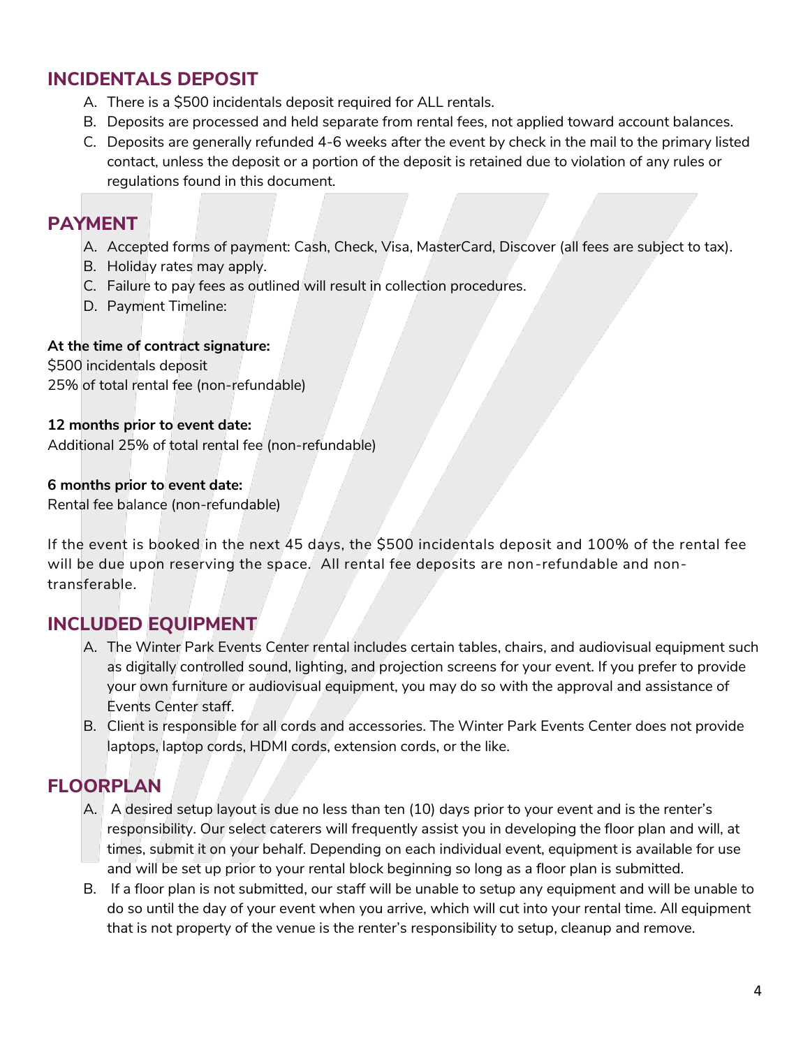## INCIDENTALS DEPOSIT

A. There is a $500 incidentals deposit required for ALL rentals.
B. Deposits are processed and held separate from rental fees, not applied toward account balances.
C. Deposits are generally refunded 4-6 weeks after the event by check in the mail to the primary listed contact, unless the deposit or a portion of the deposit is retained due to violation of any rules or regulations found in this document.

## PAYMENT

A. Accepted forms of payment: Cash, Check, Visa, MasterCard, Discover (all fees are subject to tax).
B. Holiday rates may apply.
C. Failure to pay fees as outlined will result in collection procedures.
D. Payment Timeline:

**At the time of contract signature:**
$500 incidentals deposit
25% of total rental fee (non-refundable)

**12 months prior to event date:**
Additional 25% of total rental fee (non-refundable)

**6 months prior to event date:**
Rental fee balance (non-refundable)

If the event is booked in the next 45 days, the $500 incidentals deposit and 100% of the rental fee will be due upon reserving the space. All rental fee deposits are non-refundable and non-transferable.

## INCLUDED EQUIPMENT

A. The Winter Park Events Center rental includes certain tables, chairs, and audiovisual equipment such as digitally controlled sound, lighting, and projection screens for your event. If you prefer to provide your own furniture or audiovisual equipment, you may do so with the approval and assistance of Events Center staff.
B. Client is responsible for all cords and accessories. The Winter Park Events Center does not provide laptops, laptop cords, HDMI cords, extension cords, or the like.

## FLOORPLAN

A. A desired setup layout is due no less than ten (10) days prior to your event and is the renter's responsibility. Our select caterers will frequently assist you in developing the floor plan and will, at times, submit it on your behalf. Depending on each individual event, equipment is available for use and will be set up prior to your rental block beginning so long as a floor plan is submitted.
B. If a floor plan is not submitted, our staff will be unable to setup any equipment and will be unable to do so until the day of your event when you arrive, which will cut into your rental time. All equipment that is not property of the venue is the renter's responsibility to setup, cleanup and remove.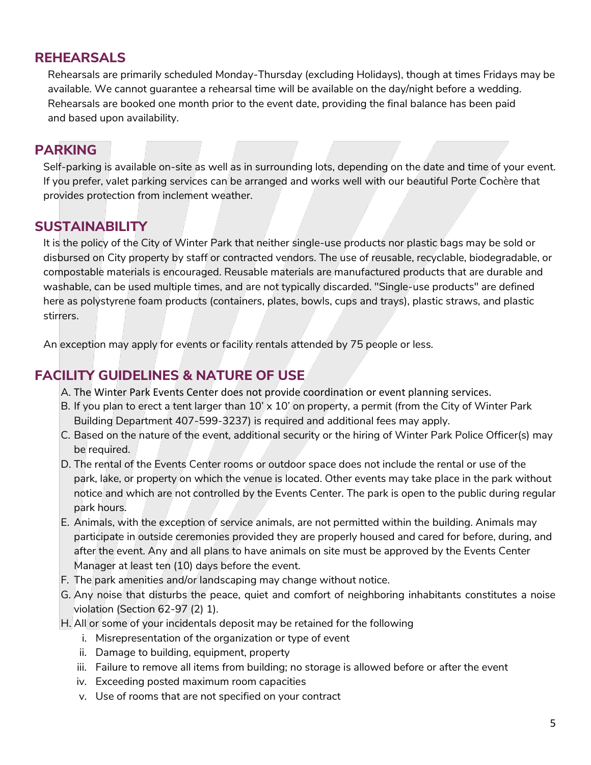## REHEARSALS

Rehearsals are primarily scheduled Monday-Thursday (excluding Holidays), though at times Fridays may be available. We cannot guarantee a rehearsal time will be available on the day/night before a wedding. Rehearsals are booked one month prior to the event date, providing the final balance has been paid and based upon availability.

## PARKING

Self-parking is available on-site as well as in surrounding lots, depending on the date and time of your event. If you prefer, valet parking services can be arranged and works well with our beautiful Porte Cochère that provides protection from inclement weather.

## SUSTAINABILITY

It is the policy of the City of Winter Park that neither single-use products nor plastic bags may be sold or disbursed on City property by staff or contracted vendors. The use of reusable, recyclable, biodegradable, or compostable materials is encouraged. Reusable materials are manufactured products that are durable and washable, can be used multiple times, and are not typically discarded. "Single-use products" are defined here as polystyrene foam products (containers, plates, bowls, cups and trays), plastic straws, and plastic stirrers.

An exception may apply for events or facility rentals attended by 75 people or less.

## FACILITY GUIDELINES & NATURE OF USE

A. The Winter Park Events Center does not provide coordination or event planning services.
B. If you plan to erect a tent larger than 10' x 10' on property, a permit (from the City of Winter Park Building Department 407-599-3237) is required and additional fees may apply.
C. Based on the nature of the event, additional security or the hiring of Winter Park Police Officer(s) may be required.
D. The rental of the Events Center rooms or outdoor space does not include the rental or use of the park, lake, or property on which the venue is located. Other events may take place in the park without notice and which are not controlled by the Events Center. The park is open to the public during regular park hours.
E. Animals, with the exception of service animals, are not permitted within the building. Animals may participate in outside ceremonies provided they are properly housed and cared for before, during, and after the event. Any and all plans to have animals on site must be approved by the Events Center Manager at least ten (10) days before the event.
F. The park amenities and/or landscaping may change without notice.
G. Any noise that disturbs the peace, quiet and comfort of neighboring inhabitants constitutes a noise violation (Section 62-97 (2) 1).
H. All or some of your incidentals deposit may be retained for the following
   i. Misrepresentation of the organization or type of event
   ii. Damage to building, equipment, property
   iii. Failure to remove all items from building; no storage is allowed before or after the event
   iv. Exceeding posted maximum room capacities
   v. Use of rooms that are not specified on your contract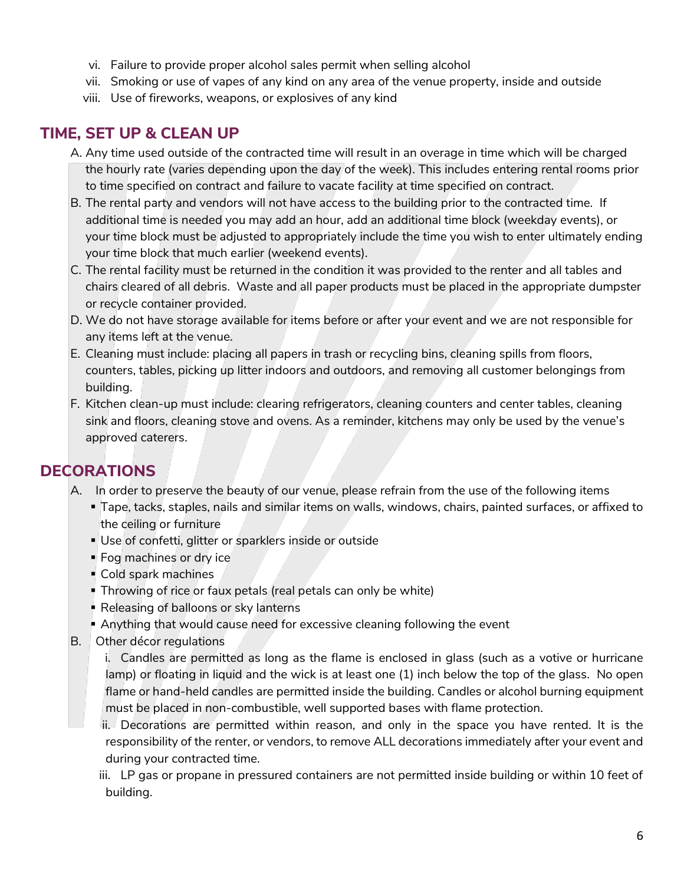vi. Failure to provide proper alcohol sales permit when selling alcohol
vii. Smoking or use of vapes of any kind on any area of the venue property, inside and outside
viii. Use of fireworks, weapons, or explosives of any kind

## TIME, SET UP & CLEAN UP

A. Any time used outside of the contracted time will result in an overage in time which will be charged the hourly rate (varies depending upon the day of the week). This includes entering rental rooms prior to time specified on contract and failure to vacate facility at time specified on contract.

B. The rental party and vendors will not have access to the building prior to the contracted time. If additional time is needed you may add an hour, add an additional time block (weekday events), or your time block must be adjusted to appropriately include the time you wish to enter ultimately ending your time block that much earlier (weekend events).

C. The rental facility must be returned in the condition it was provided to the renter and all tables and chairs cleared of all debris. Waste and all paper products must be placed in the appropriate dumpster or recycle container provided.

D. We do not have storage available for items before or after your event and we are not responsible for any items left at the venue.

E. Cleaning must include: placing all papers in trash or recycling bins, cleaning spills from floors, counters, tables, picking up litter indoors and outdoors, and removing all customer belongings from building.

F. Kitchen clean-up must include: clearing refrigerators, cleaning counters and center tables, cleaning sink and floors, cleaning stove and ovens. As a reminder, kitchens may only be used by the venue's approved caterers.

## DECORATIONS

A. In order to preserve the beauty of our venue, please refrain from the use of the following items

- Tape, tacks, staples, nails and similar items on walls, windows, chairs, painted surfaces, or affixed to the ceiling or furniture
- Use of confetti, glitter or sparklers inside or outside
- Fog machines or dry ice
- Cold spark machines
- Throwing of rice or faux petals (real petals can only be white)
- Releasing of balloons or sky lanterns
- Anything that would cause need for excessive cleaning following the event

B. Other décor regulations

i. Candles are permitted as long as the flame is enclosed in glass (such as a votive or hurricane lamp) or floating in liquid and the wick is at least one (1) inch below the top of the glass. No open flame or hand-held candles are permitted inside the building. Candles or alcohol burning equipment must be placed in non-combustible, well supported bases with flame protection.

ii. Decorations are permitted within reason, and only in the space you have rented. It is the responsibility of the renter, or vendors, to remove ALL decorations immediately after your event and during your contracted time.

iii. LP gas or propane in pressured containers are not permitted inside building or within 10 feet of building.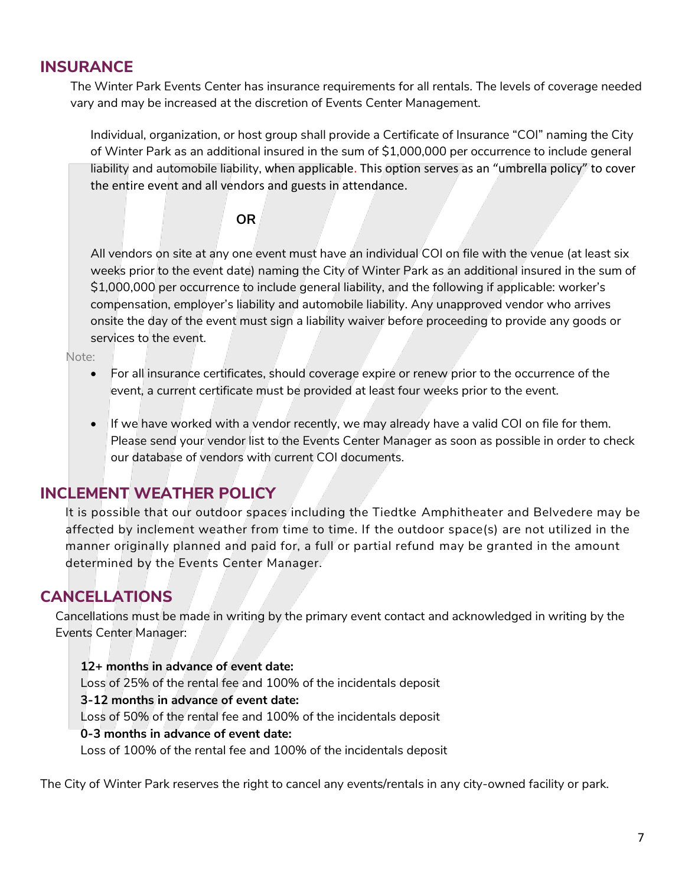## INSURANCE

The Winter Park Events Center has insurance requirements for all rentals. The levels of coverage needed vary and may be increased at the discretion of Events Center Management.

Individual, organization, or host group shall provide a Certificate of Insurance "COI" naming the City of Winter Park as an additional insured in the sum of $1,000,000 per occurrence to include general liability and automobile liability, when applicable. This option serves as an "umbrella policy" to cover the entire event and all vendors and guests in attendance.

**OR**

All vendors on site at any one event must have an individual COI on file with the venue (at least six weeks prior to the event date) naming the City of Winter Park as an additional insured in the sum of $1,000,000 per occurrence to include general liability, and the following if applicable: worker's compensation, employer's liability and automobile liability. Any unapproved vendor who arrives onsite the day of the event must sign a liability waiver before proceeding to provide any goods or services to the event.

Note:

- For all insurance certificates, should coverage expire or renew prior to the occurrence of the event, a current certificate must be provided at least four weeks prior to the event.
- If we have worked with a vendor recently, we may already have a valid COI on file for them. Please send your vendor list to the Events Center Manager as soon as possible in order to check our database of vendors with current COI documents.

## INCLEMENT WEATHER POLICY

It is possible that our outdoor spaces including the Tiedtke Amphitheater and Belvedere may be affected by inclement weather from time to time. If the outdoor space(s) are not utilized in the manner originally planned and paid for, a full or partial refund may be granted in the amount determined by the Events Center Manager.

## CANCELLATIONS

Cancellations must be made in writing by the primary event contact and acknowledged in writing by the Events Center Manager:

**12+ months in advance of event date:**
Loss of 25% of the rental fee and 100% of the incidentals deposit
**3-12 months in advance of event date:**
Loss of 50% of the rental fee and 100% of the incidentals deposit
**0-3 months in advance of event date:**
Loss of 100% of the rental fee and 100% of the incidentals deposit

The City of Winter Park reserves the right to cancel any events/rentals in any city-owned facility or park.